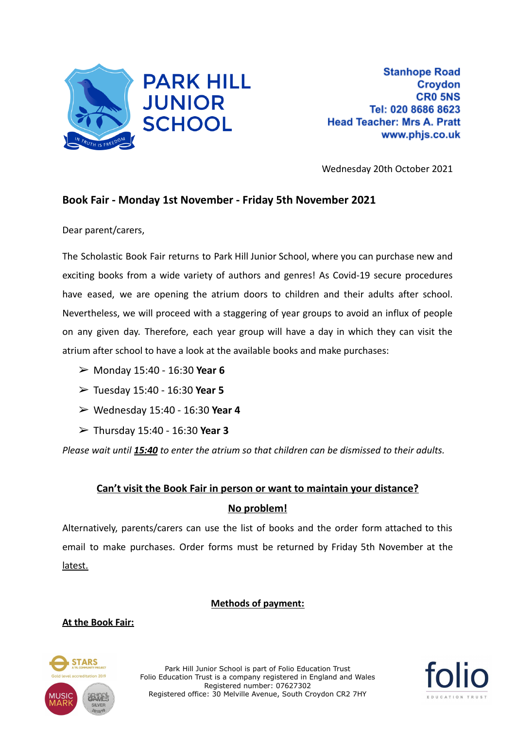PARK HILL JUNIOR SCHOOL

IN TRUTH IS FREEDOM

**Stanhope Road**
**Croydon**
**CR0 5NS**
**Tel: 020 8686 8623**
**Head Teacher: Mrs A. Pratt**
**www.phjs.co.uk**

Wednesday 20th October 2021

## Book Fair - Monday 1st November - Friday 5th November 2021

Dear parent/carers,

The Scholastic Book Fair returns to Park Hill Junior School, where you can purchase new and exciting books from a wide variety of authors and genres! As Covid-19 secure procedures have eased, we are opening the atrium doors to children and their adults after school. Nevertheless, we will proceed with a staggering of year groups to avoid an influx of people on any given day. Therefore, each year group will have a day in which they can visit the atrium after school to have a look at the available books and make purchases:

- Monday 15:40 - 16:30 **Year 6**
- Tuesday 15:40 - 16:30 **Year 5**
- Wednesday 15:40 - 16:30 **Year 4**
- Thursday 15:40 - 16:30 **Year 3**

*Please wait until **15:40** to enter the atrium so that children can be dismissed to their adults.*

**Can't visit the Book Fair in person or want to maintain your distance?**

**No problem!**

Alternatively, parents/carers can use the list of books and the order form attached to this email to make purchases. Order forms must be returned by Friday 5th November at the latest.

**Methods of payment:**

**At the Book Fair:**

Park Hill Junior School is part of Folio Education Trust
Folio Education Trust is a company registered in England and Wales
Registered number: 07627302
Registered office: 30 Melville Avenue, South Croydon CR2 7HY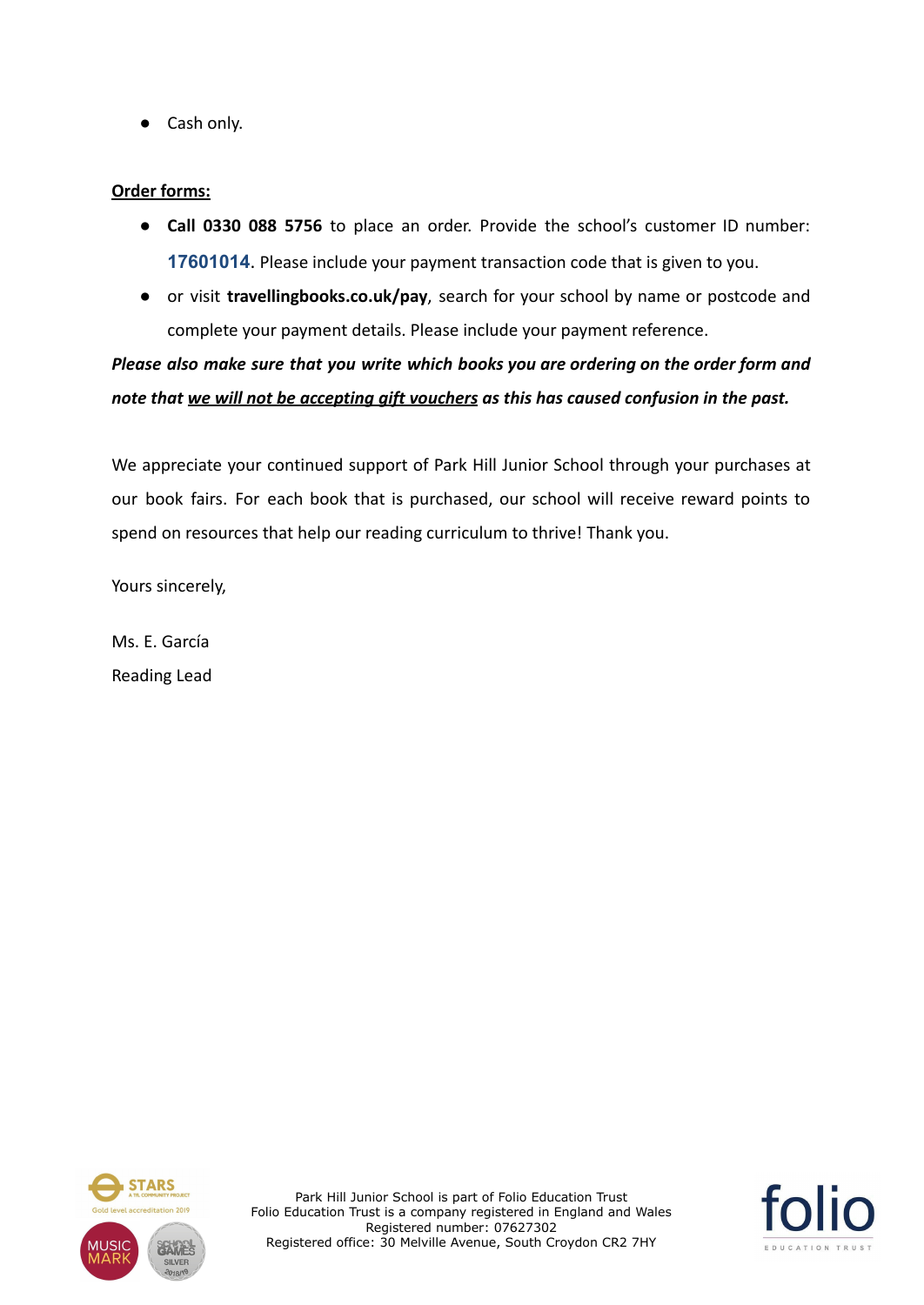- Cash only.

**Order forms:**

- **Call 0330 088 5756** to place an order. Provide the school's customer ID number: **17601014**. Please include your payment transaction code that is given to you.
- or visit **travellingbooks.co.uk/pay**, search for your school by name or postcode and complete your payment details. Please include your payment reference.

***Please also make sure that you write which books you are ordering on the order form and note that <u>we will not be accepting gift vouchers</u> as this has caused confusion in the past.***

We appreciate your continued support of Park Hill Junior School through your purchases at our book fairs. For each book that is purchased, our school will receive reward points to spend on resources that help our reading curriculum to thrive! Thank you.

Yours sincerely,

Ms. E. García

Reading Lead

Park Hill Junior School is part of Folio Education Trust
Folio Education Trust is a company registered in England and Wales
Registered number: 07627302
Registered office: 30 Melville Avenue, South Croydon CR2 7HY